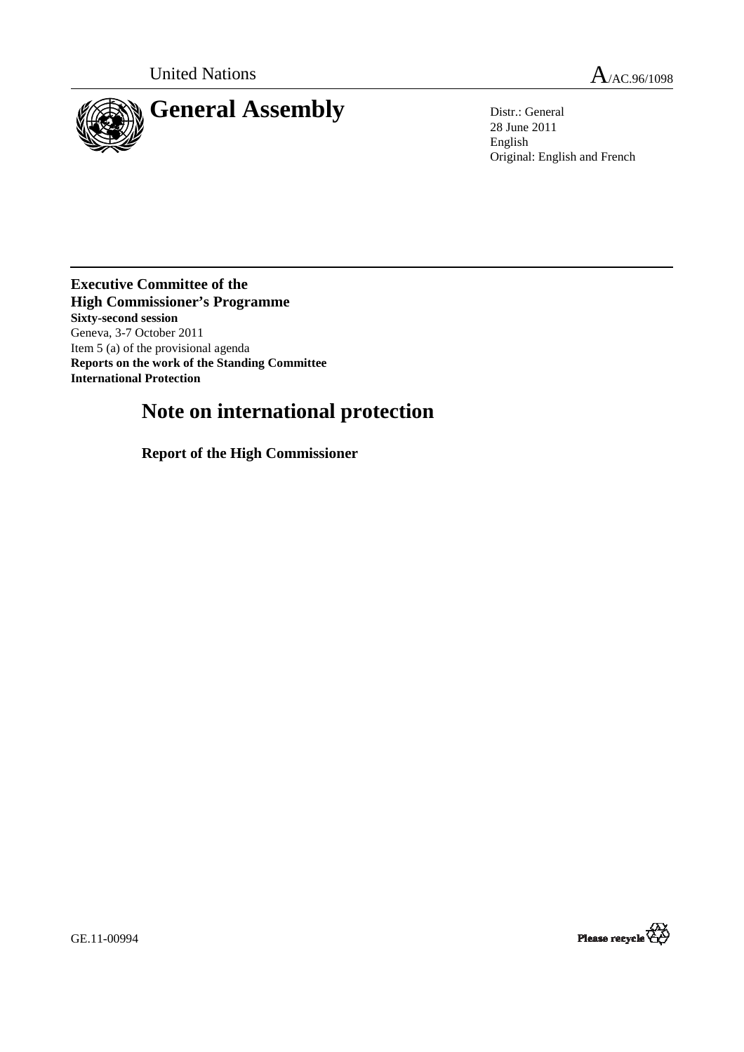United Nations

A/AC.96/1098

# General Assembly

Distr.: General
28 June 2011
English
Original: English and French

**Executive Committee of the High Commissioner's Programme**
**Sixty-second session**
Geneva, 3-7 October 2011
Item 5 (a) of the provisional agenda
**Reports on the work of the Standing Committee**
**International Protection**

# Note on international protection

**Report of the High Commissioner**

GE.11-00994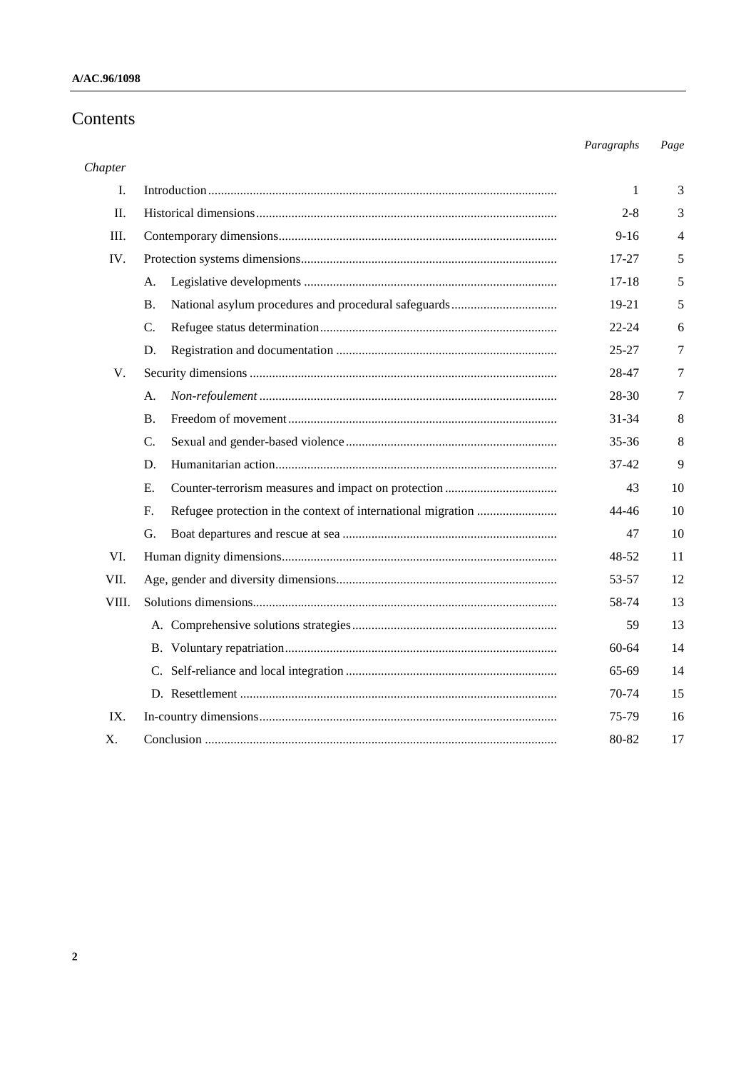# Contents

| Chapter | | | Paragraphs | Page |
|---|---|---|---|---|
| I. | Introduction | | 1 | 3 |
| II. | Historical dimensions | | 2-8 | 3 |
| III. | Contemporary dimensions | | 9-16 | 4 |
| IV. | Protection systems dimensions | | 17-27 | 5 |
| | A. | Legislative developments | 17-18 | 5 |
| | B. | National asylum procedures and procedural safeguards | 19-21 | 5 |
| | C. | Refugee status determination | 22-24 | 6 |
| | D. | Registration and documentation | 25-27 | 7 |
| V. | Security dimensions | | 28-47 | 7 |
| | A. | *Non-refoulement* | 28-30 | 7 |
| | B. | Freedom of movement | 31-34 | 8 |
| | C. | Sexual and gender-based violence | 35-36 | 8 |
| | D. | Humanitarian action | 37-42 | 9 |
| | E. | Counter-terrorism measures and impact on protection | 43 | 10 |
| | F. | Refugee protection in the context of international migration | 44-46 | 10 |
| | G. | Boat departures and rescue at sea | 47 | 10 |
| VI. | Human dignity dimensions | | 48-52 | 11 |
| VII. | Age, gender and diversity dimensions | | 53-57 | 12 |
| VIII. | Solutions dimensions | | 58-74 | 13 |
| | A. | Comprehensive solutions strategies | 59 | 13 |
| | B. | Voluntary repatriation | 60-64 | 14 |
| | C. | Self-reliance and local integration | 65-69 | 14 |
| | D. | Resettlement | 70-74 | 15 |
| IX. | In-country dimensions | | 75-79 | 16 |
| X. | Conclusion | | 80-82 | 17 |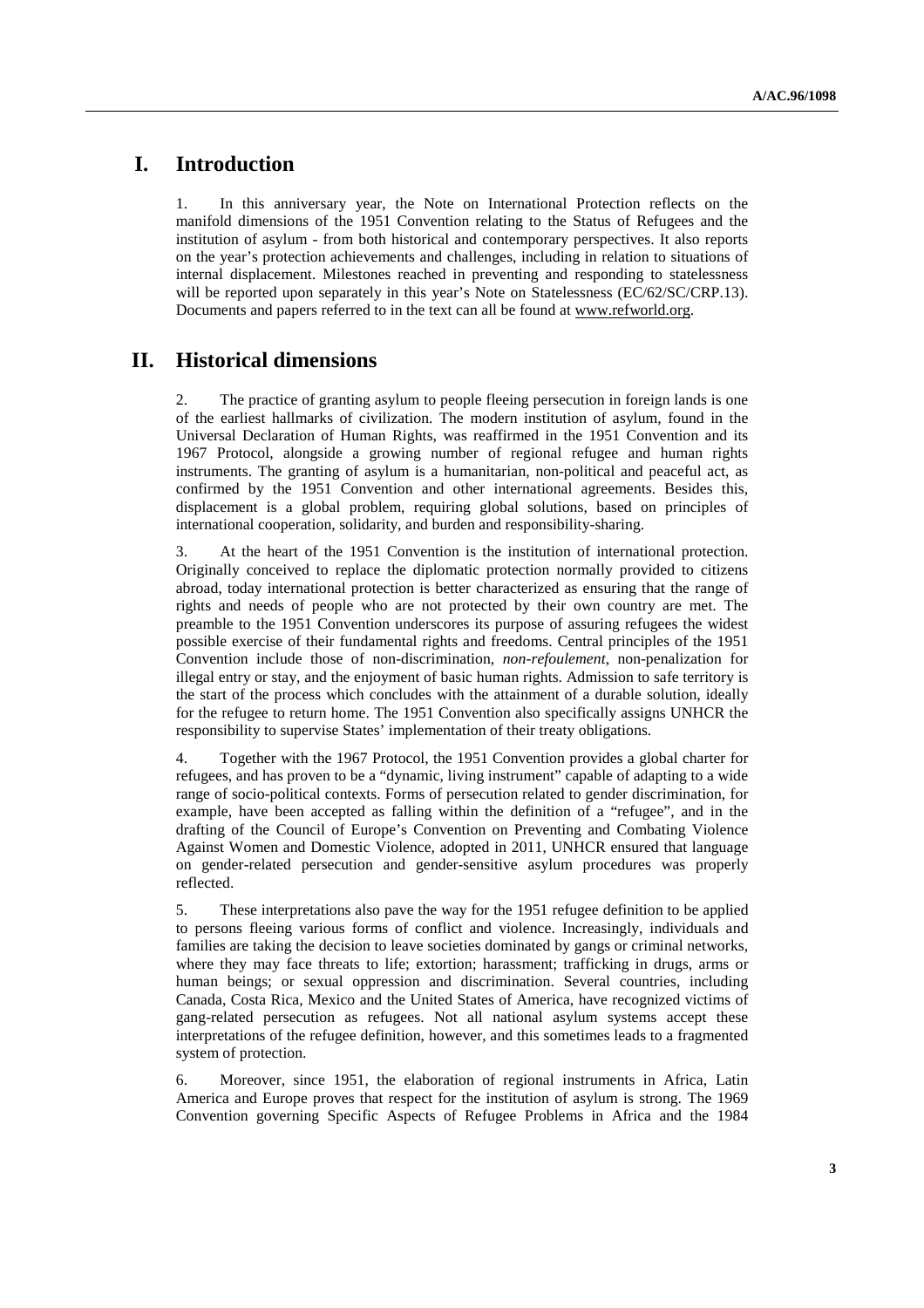# I. Introduction

1. In this anniversary year, the Note on International Protection reflects on the manifold dimensions of the 1951 Convention relating to the Status of Refugees and the institution of asylum - from both historical and contemporary perspectives. It also reports on the year's protection achievements and challenges, including in relation to situations of internal displacement. Milestones reached in preventing and responding to statelessness will be reported upon separately in this year's Note on Statelessness (EC/62/SC/CRP.13). Documents and papers referred to in the text can all be found at www.refworld.org.

# II. Historical dimensions

2. The practice of granting asylum to people fleeing persecution in foreign lands is one of the earliest hallmarks of civilization. The modern institution of asylum, found in the Universal Declaration of Human Rights, was reaffirmed in the 1951 Convention and its 1967 Protocol, alongside a growing number of regional refugee and human rights instruments. The granting of asylum is a humanitarian, non-political and peaceful act, as confirmed by the 1951 Convention and other international agreements. Besides this, displacement is a global problem, requiring global solutions, based on principles of international cooperation, solidarity, and burden and responsibility-sharing.

3. At the heart of the 1951 Convention is the institution of international protection. Originally conceived to replace the diplomatic protection normally provided to citizens abroad, today international protection is better characterized as ensuring that the range of rights and needs of people who are not protected by their own country are met. The preamble to the 1951 Convention underscores its purpose of assuring refugees the widest possible exercise of their fundamental rights and freedoms. Central principles of the 1951 Convention include those of non-discrimination, *non-refoulement*, non-penalization for illegal entry or stay, and the enjoyment of basic human rights. Admission to safe territory is the start of the process which concludes with the attainment of a durable solution, ideally for the refugee to return home. The 1951 Convention also specifically assigns UNHCR the responsibility to supervise States' implementation of their treaty obligations.

4. Together with the 1967 Protocol, the 1951 Convention provides a global charter for refugees, and has proven to be a "dynamic, living instrument" capable of adapting to a wide range of socio-political contexts. Forms of persecution related to gender discrimination, for example, have been accepted as falling within the definition of a "refugee", and in the drafting of the Council of Europe's Convention on Preventing and Combating Violence Against Women and Domestic Violence, adopted in 2011, UNHCR ensured that language on gender-related persecution and gender-sensitive asylum procedures was properly reflected.

5. These interpretations also pave the way for the 1951 refugee definition to be applied to persons fleeing various forms of conflict and violence. Increasingly, individuals and families are taking the decision to leave societies dominated by gangs or criminal networks, where they may face threats to life; extortion; harassment; trafficking in drugs, arms or human beings; or sexual oppression and discrimination. Several countries, including Canada, Costa Rica, Mexico and the United States of America, have recognized victims of gang-related persecution as refugees. Not all national asylum systems accept these interpretations of the refugee definition, however, and this sometimes leads to a fragmented system of protection.

6. Moreover, since 1951, the elaboration of regional instruments in Africa, Latin America and Europe proves that respect for the institution of asylum is strong. The 1969 Convention governing Specific Aspects of Refugee Problems in Africa and the 1984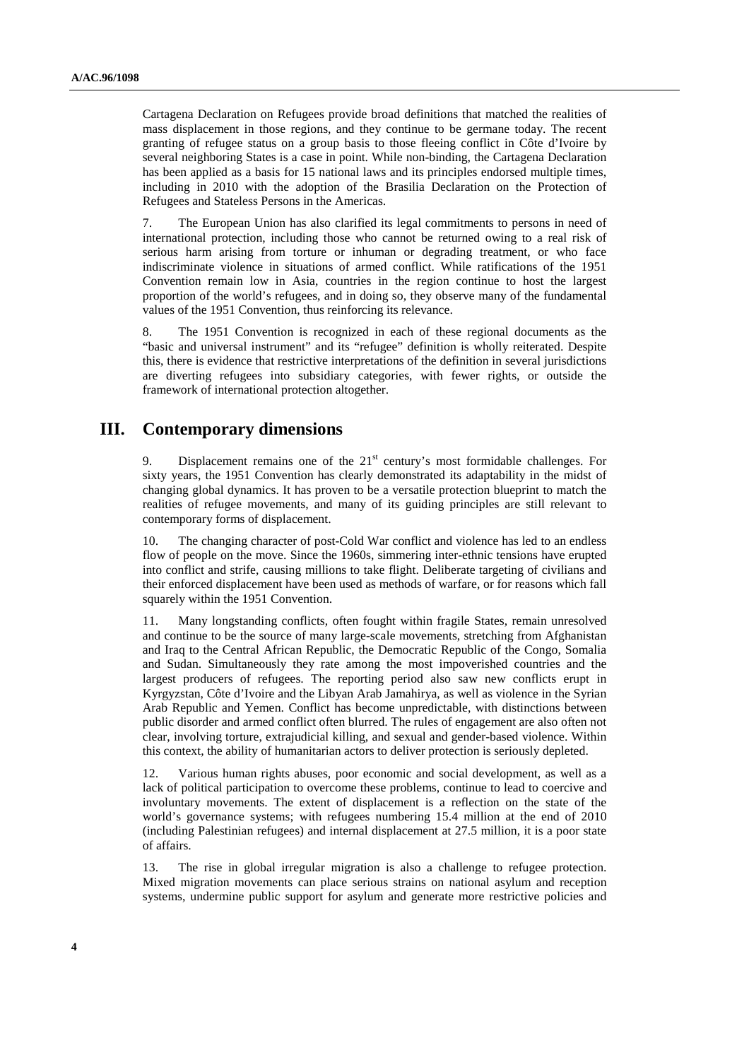Cartagena Declaration on Refugees provide broad definitions that matched the realities of mass displacement in those regions, and they continue to be germane today. The recent granting of refugee status on a group basis to those fleeing conflict in Côte d'Ivoire by several neighboring States is a case in point. While non-binding, the Cartagena Declaration has been applied as a basis for 15 national laws and its principles endorsed multiple times, including in 2010 with the adoption of the Brasilia Declaration on the Protection of Refugees and Stateless Persons in the Americas.

7. The European Union has also clarified its legal commitments to persons in need of international protection, including those who cannot be returned owing to a real risk of serious harm arising from torture or inhuman or degrading treatment, or who face indiscriminate violence in situations of armed conflict. While ratifications of the 1951 Convention remain low in Asia, countries in the region continue to host the largest proportion of the world's refugees, and in doing so, they observe many of the fundamental values of the 1951 Convention, thus reinforcing its relevance.

8. The 1951 Convention is recognized in each of these regional documents as the "basic and universal instrument" and its "refugee" definition is wholly reiterated. Despite this, there is evidence that restrictive interpretations of the definition in several jurisdictions are diverting refugees into subsidiary categories, with fewer rights, or outside the framework of international protection altogether.

## III. Contemporary dimensions

9. Displacement remains one of the 21st century's most formidable challenges. For sixty years, the 1951 Convention has clearly demonstrated its adaptability in the midst of changing global dynamics. It has proven to be a versatile protection blueprint to match the realities of refugee movements, and many of its guiding principles are still relevant to contemporary forms of displacement.

10. The changing character of post-Cold War conflict and violence has led to an endless flow of people on the move. Since the 1960s, simmering inter-ethnic tensions have erupted into conflict and strife, causing millions to take flight. Deliberate targeting of civilians and their enforced displacement have been used as methods of warfare, or for reasons which fall squarely within the 1951 Convention.

11. Many longstanding conflicts, often fought within fragile States, remain unresolved and continue to be the source of many large-scale movements, stretching from Afghanistan and Iraq to the Central African Republic, the Democratic Republic of the Congo, Somalia and Sudan. Simultaneously they rate among the most impoverished countries and the largest producers of refugees. The reporting period also saw new conflicts erupt in Kyrgyzstan, Côte d'Ivoire and the Libyan Arab Jamahirya, as well as violence in the Syrian Arab Republic and Yemen. Conflict has become unpredictable, with distinctions between public disorder and armed conflict often blurred. The rules of engagement are also often not clear, involving torture, extrajudicial killing, and sexual and gender-based violence. Within this context, the ability of humanitarian actors to deliver protection is seriously depleted.

12. Various human rights abuses, poor economic and social development, as well as a lack of political participation to overcome these problems, continue to lead to coercive and involuntary movements. The extent of displacement is a reflection on the state of the world's governance systems; with refugees numbering 15.4 million at the end of 2010 (including Palestinian refugees) and internal displacement at 27.5 million, it is a poor state of affairs.

13. The rise in global irregular migration is also a challenge to refugee protection. Mixed migration movements can place serious strains on national asylum and reception systems, undermine public support for asylum and generate more restrictive policies and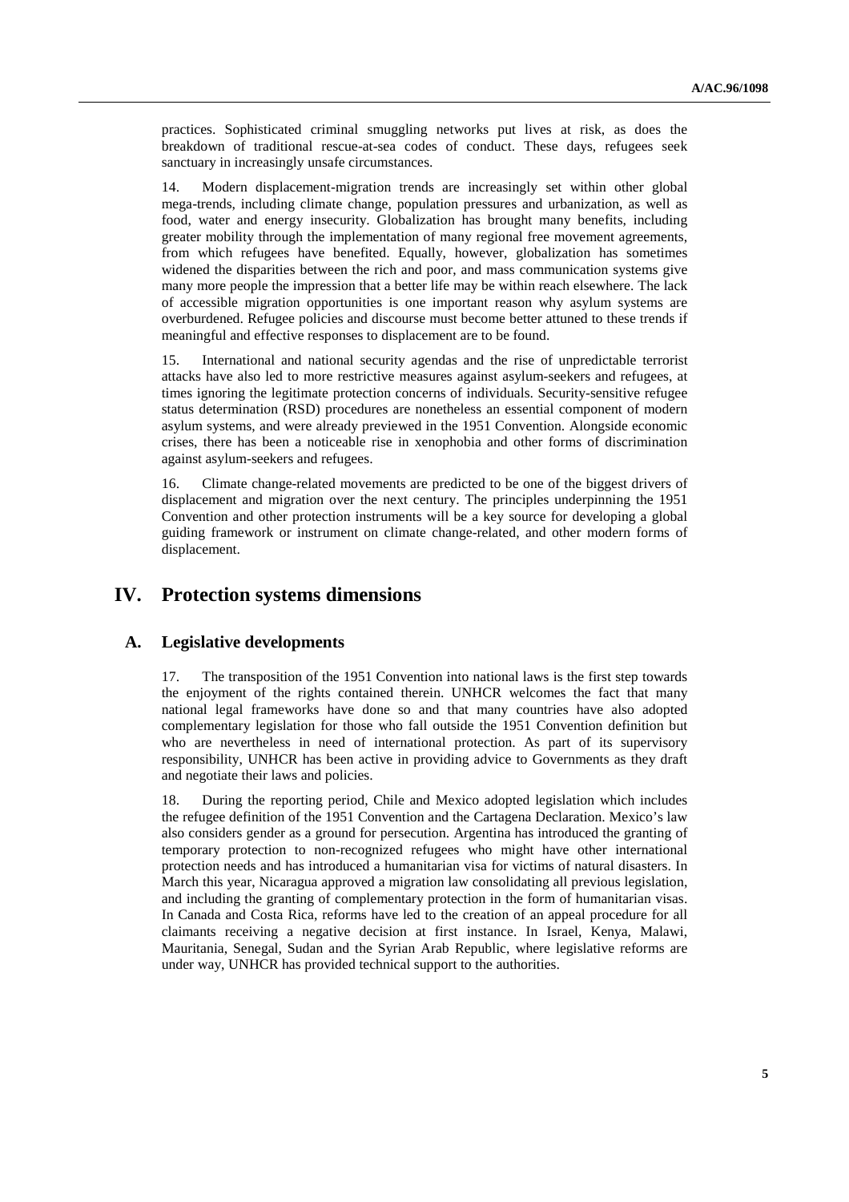practices. Sophisticated criminal smuggling networks put lives at risk, as does the breakdown of traditional rescue-at-sea codes of conduct. These days, refugees seek sanctuary in increasingly unsafe circumstances.

14. Modern displacement-migration trends are increasingly set within other global mega-trends, including climate change, population pressures and urbanization, as well as food, water and energy insecurity. Globalization has brought many benefits, including greater mobility through the implementation of many regional free movement agreements, from which refugees have benefited. Equally, however, globalization has sometimes widened the disparities between the rich and poor, and mass communication systems give many more people the impression that a better life may be within reach elsewhere. The lack of accessible migration opportunities is one important reason why asylum systems are overburdened. Refugee policies and discourse must become better attuned to these trends if meaningful and effective responses to displacement are to be found.

15. International and national security agendas and the rise of unpredictable terrorist attacks have also led to more restrictive measures against asylum-seekers and refugees, at times ignoring the legitimate protection concerns of individuals. Security-sensitive refugee status determination (RSD) procedures are nonetheless an essential component of modern asylum systems, and were already previewed in the 1951 Convention. Alongside economic crises, there has been a noticeable rise in xenophobia and other forms of discrimination against asylum-seekers and refugees.

16. Climate change-related movements are predicted to be one of the biggest drivers of displacement and migration over the next century. The principles underpinning the 1951 Convention and other protection instruments will be a key source for developing a global guiding framework or instrument on climate change-related, and other modern forms of displacement.

# IV. Protection systems dimensions

## A. Legislative developments

17. The transposition of the 1951 Convention into national laws is the first step towards the enjoyment of the rights contained therein. UNHCR welcomes the fact that many national legal frameworks have done so and that many countries have also adopted complementary legislation for those who fall outside the 1951 Convention definition but who are nevertheless in need of international protection. As part of its supervisory responsibility, UNHCR has been active in providing advice to Governments as they draft and negotiate their laws and policies.

18. During the reporting period, Chile and Mexico adopted legislation which includes the refugee definition of the 1951 Convention and the Cartagena Declaration. Mexico's law also considers gender as a ground for persecution. Argentina has introduced the granting of temporary protection to non-recognized refugees who might have other international protection needs and has introduced a humanitarian visa for victims of natural disasters. In March this year, Nicaragua approved a migration law consolidating all previous legislation, and including the granting of complementary protection in the form of humanitarian visas. In Canada and Costa Rica, reforms have led to the creation of an appeal procedure for all claimants receiving a negative decision at first instance. In Israel, Kenya, Malawi, Mauritania, Senegal, Sudan and the Syrian Arab Republic, where legislative reforms are under way, UNHCR has provided technical support to the authorities.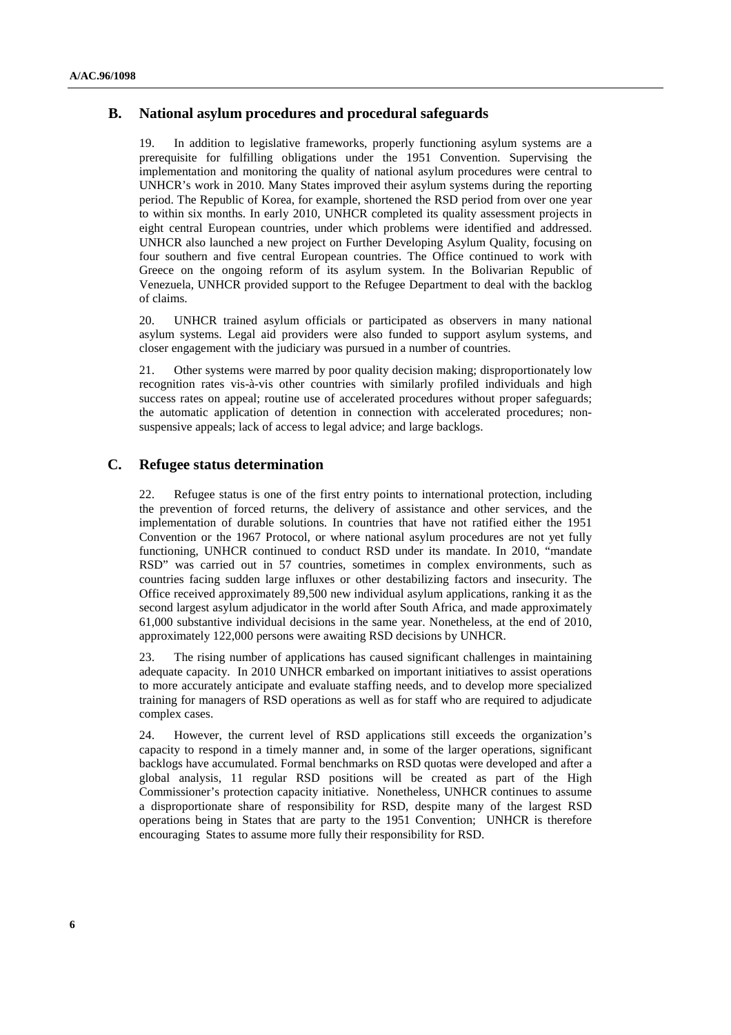## B. National asylum procedures and procedural safeguards

19. In addition to legislative frameworks, properly functioning asylum systems are a prerequisite for fulfilling obligations under the 1951 Convention. Supervising the implementation and monitoring the quality of national asylum procedures were central to UNHCR's work in 2010. Many States improved their asylum systems during the reporting period. The Republic of Korea, for example, shortened the RSD period from over one year to within six months. In early 2010, UNHCR completed its quality assessment projects in eight central European countries, under which problems were identified and addressed. UNHCR also launched a new project on Further Developing Asylum Quality, focusing on four southern and five central European countries. The Office continued to work with Greece on the ongoing reform of its asylum system. In the Bolivarian Republic of Venezuela, UNHCR provided support to the Refugee Department to deal with the backlog of claims.

20. UNHCR trained asylum officials or participated as observers in many national asylum systems. Legal aid providers were also funded to support asylum systems, and closer engagement with the judiciary was pursued in a number of countries.

21. Other systems were marred by poor quality decision making; disproportionately low recognition rates vis-à-vis other countries with similarly profiled individuals and high success rates on appeal; routine use of accelerated procedures without proper safeguards; the automatic application of detention in connection with accelerated procedures; non-suspensive appeals; lack of access to legal advice; and large backlogs.

## C. Refugee status determination

22. Refugee status is one of the first entry points to international protection, including the prevention of forced returns, the delivery of assistance and other services, and the implementation of durable solutions. In countries that have not ratified either the 1951 Convention or the 1967 Protocol, or where national asylum procedures are not yet fully functioning, UNHCR continued to conduct RSD under its mandate. In 2010, "mandate RSD" was carried out in 57 countries, sometimes in complex environments, such as countries facing sudden large influxes or other destabilizing factors and insecurity. The Office received approximately 89,500 new individual asylum applications, ranking it as the second largest asylum adjudicator in the world after South Africa, and made approximately 61,000 substantive individual decisions in the same year. Nonetheless, at the end of 2010, approximately 122,000 persons were awaiting RSD decisions by UNHCR.

23. The rising number of applications has caused significant challenges in maintaining adequate capacity. In 2010 UNHCR embarked on important initiatives to assist operations to more accurately anticipate and evaluate staffing needs, and to develop more specialized training for managers of RSD operations as well as for staff who are required to adjudicate complex cases.

24. However, the current level of RSD applications still exceeds the organization's capacity to respond in a timely manner and, in some of the larger operations, significant backlogs have accumulated. Formal benchmarks on RSD quotas were developed and after a global analysis, 11 regular RSD positions will be created as part of the High Commissioner's protection capacity initiative. Nonetheless, UNHCR continues to assume a disproportionate share of responsibility for RSD, despite many of the largest RSD operations being in States that are party to the 1951 Convention; UNHCR is therefore encouraging States to assume more fully their responsibility for RSD.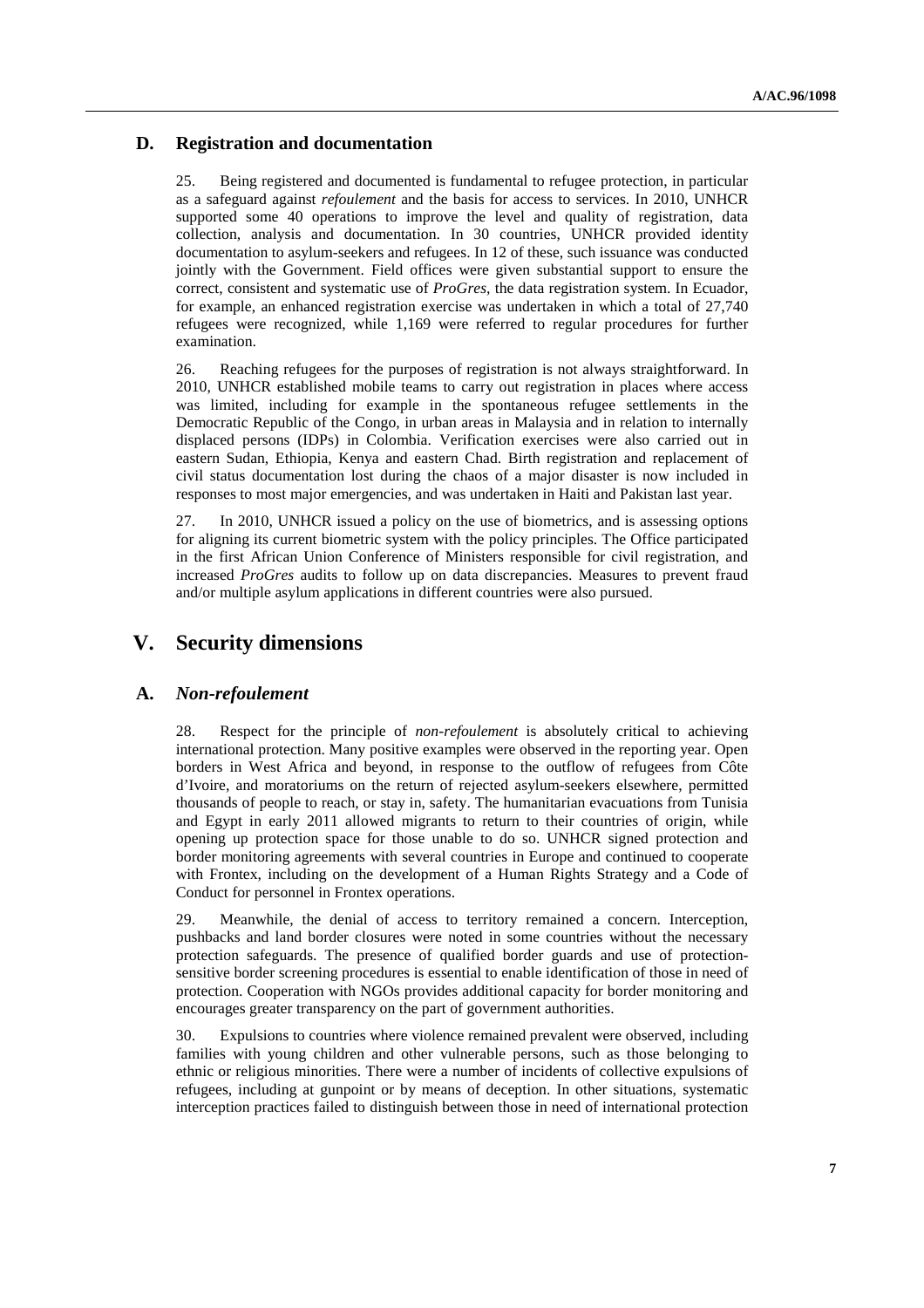### D. Registration and documentation

25. Being registered and documented is fundamental to refugee protection, in particular as a safeguard against *refoulement* and the basis for access to services. In 2010, UNHCR supported some 40 operations to improve the level and quality of registration, data collection, analysis and documentation. In 30 countries, UNHCR provided identity documentation to asylum-seekers and refugees. In 12 of these, such issuance was conducted jointly with the Government. Field offices were given substantial support to ensure the correct, consistent and systematic use of *ProGres*, the data registration system. In Ecuador, for example, an enhanced registration exercise was undertaken in which a total of 27,740 refugees were recognized, while 1,169 were referred to regular procedures for further examination.

26. Reaching refugees for the purposes of registration is not always straightforward. In 2010, UNHCR established mobile teams to carry out registration in places where access was limited, including for example in the spontaneous refugee settlements in the Democratic Republic of the Congo, in urban areas in Malaysia and in relation to internally displaced persons (IDPs) in Colombia. Verification exercises were also carried out in eastern Sudan, Ethiopia, Kenya and eastern Chad. Birth registration and replacement of civil status documentation lost during the chaos of a major disaster is now included in responses to most major emergencies, and was undertaken in Haiti and Pakistan last year.

27. In 2010, UNHCR issued a policy on the use of biometrics, and is assessing options for aligning its current biometric system with the policy principles. The Office participated in the first African Union Conference of Ministers responsible for civil registration, and increased *ProGres* audits to follow up on data discrepancies. Measures to prevent fraud and/or multiple asylum applications in different countries were also pursued.

## V. Security dimensions

### A. *Non-refoulement*

28. Respect for the principle of *non-refoulement* is absolutely critical to achieving international protection. Many positive examples were observed in the reporting year. Open borders in West Africa and beyond, in response to the outflow of refugees from Côte d'Ivoire, and moratoriums on the return of rejected asylum-seekers elsewhere, permitted thousands of people to reach, or stay in, safety. The humanitarian evacuations from Tunisia and Egypt in early 2011 allowed migrants to return to their countries of origin, while opening up protection space for those unable to do so. UNHCR signed protection and border monitoring agreements with several countries in Europe and continued to cooperate with Frontex, including on the development of a Human Rights Strategy and a Code of Conduct for personnel in Frontex operations.

29. Meanwhile, the denial of access to territory remained a concern. Interception, pushbacks and land border closures were noted in some countries without the necessary protection safeguards. The presence of qualified border guards and use of protection-sensitive border screening procedures is essential to enable identification of those in need of protection. Cooperation with NGOs provides additional capacity for border monitoring and encourages greater transparency on the part of government authorities.

30. Expulsions to countries where violence remained prevalent were observed, including families with young children and other vulnerable persons, such as those belonging to ethnic or religious minorities. There were a number of incidents of collective expulsions of refugees, including at gunpoint or by means of deception. In other situations, systematic interception practices failed to distinguish between those in need of international protection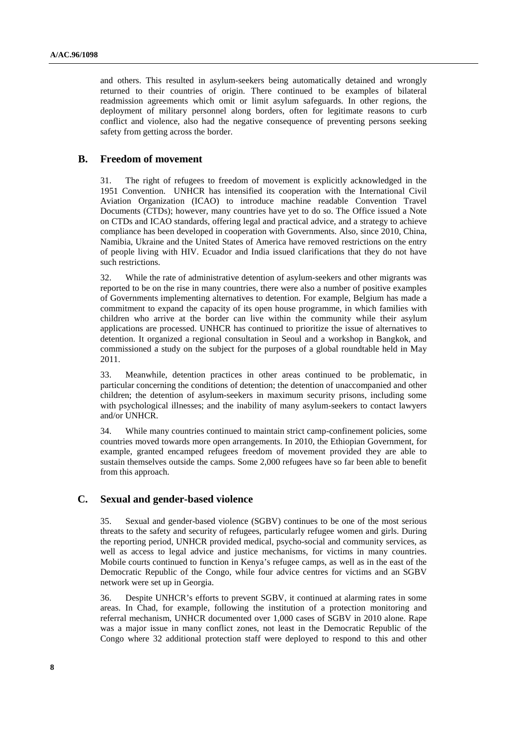and others. This resulted in asylum-seekers being automatically detained and wrongly returned to their countries of origin. There continued to be examples of bilateral readmission agreements which omit or limit asylum safeguards. In other regions, the deployment of military personnel along borders, often for legitimate reasons to curb conflict and violence, also had the negative consequence of preventing persons seeking safety from getting across the border.

## B. Freedom of movement

31. The right of refugees to freedom of movement is explicitly acknowledged in the 1951 Convention. UNHCR has intensified its cooperation with the International Civil Aviation Organization (ICAO) to introduce machine readable Convention Travel Documents (CTDs); however, many countries have yet to do so. The Office issued a Note on CTDs and ICAO standards, offering legal and practical advice, and a strategy to achieve compliance has been developed in cooperation with Governments. Also, since 2010, China, Namibia, Ukraine and the United States of America have removed restrictions on the entry of people living with HIV. Ecuador and India issued clarifications that they do not have such restrictions.

32. While the rate of administrative detention of asylum-seekers and other migrants was reported to be on the rise in many countries, there were also a number of positive examples of Governments implementing alternatives to detention. For example, Belgium has made a commitment to expand the capacity of its open house programme, in which families with children who arrive at the border can live within the community while their asylum applications are processed. UNHCR has continued to prioritize the issue of alternatives to detention. It organized a regional consultation in Seoul and a workshop in Bangkok, and commissioned a study on the subject for the purposes of a global roundtable held in May 2011.

33. Meanwhile, detention practices in other areas continued to be problematic, in particular concerning the conditions of detention; the detention of unaccompanied and other children; the detention of asylum-seekers in maximum security prisons, including some with psychological illnesses; and the inability of many asylum-seekers to contact lawyers and/or UNHCR.

34. While many countries continued to maintain strict camp-confinement policies, some countries moved towards more open arrangements. In 2010, the Ethiopian Government, for example, granted encamped refugees freedom of movement provided they are able to sustain themselves outside the camps. Some 2,000 refugees have so far been able to benefit from this approach.

## C. Sexual and gender-based violence

35. Sexual and gender-based violence (SGBV) continues to be one of the most serious threats to the safety and security of refugees, particularly refugee women and girls. During the reporting period, UNHCR provided medical, psycho-social and community services, as well as access to legal advice and justice mechanisms, for victims in many countries. Mobile courts continued to function in Kenya's refugee camps, as well as in the east of the Democratic Republic of the Congo, while four advice centres for victims and an SGBV network were set up in Georgia.

36. Despite UNHCR's efforts to prevent SGBV, it continued at alarming rates in some areas. In Chad, for example, following the institution of a protection monitoring and referral mechanism, UNHCR documented over 1,000 cases of SGBV in 2010 alone. Rape was a major issue in many conflict zones, not least in the Democratic Republic of the Congo where 32 additional protection staff were deployed to respond to this and other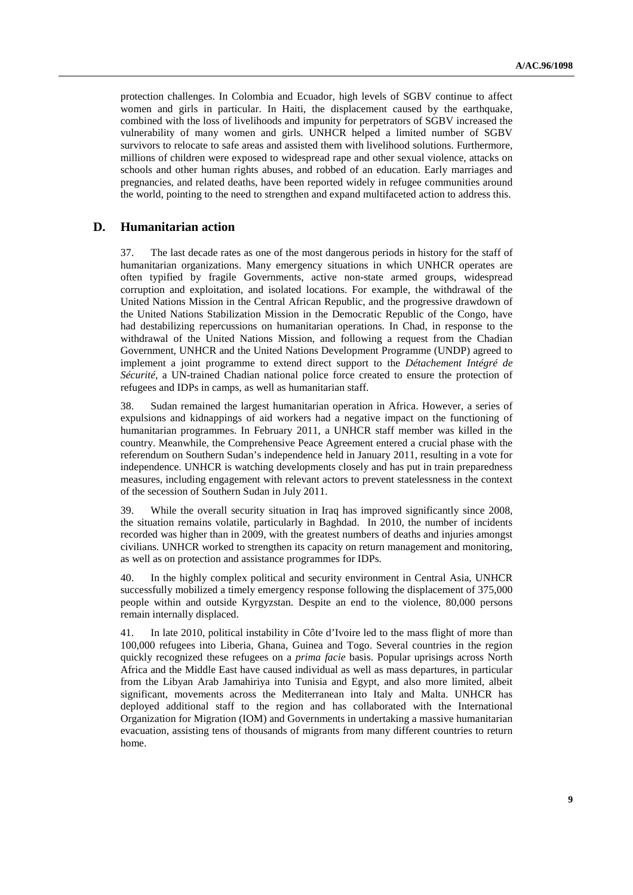protection challenges. In Colombia and Ecuador, high levels of SGBV continue to affect women and girls in particular. In Haiti, the displacement caused by the earthquake, combined with the loss of livelihoods and impunity for perpetrators of SGBV increased the vulnerability of many women and girls. UNHCR helped a limited number of SGBV survivors to relocate to safe areas and assisted them with livelihood solutions. Furthermore, millions of children were exposed to widespread rape and other sexual violence, attacks on schools and other human rights abuses, and robbed of an education. Early marriages and pregnancies, and related deaths, have been reported widely in refugee communities around the world, pointing to the need to strengthen and expand multifaceted action to address this.

## D. Humanitarian action

37. The last decade rates as one of the most dangerous periods in history for the staff of humanitarian organizations. Many emergency situations in which UNHCR operates are often typified by fragile Governments, active non-state armed groups, widespread corruption and exploitation, and isolated locations. For example, the withdrawal of the United Nations Mission in the Central African Republic, and the progressive drawdown of the United Nations Stabilization Mission in the Democratic Republic of the Congo, have had destabilizing repercussions on humanitarian operations. In Chad, in response to the withdrawal of the United Nations Mission, and following a request from the Chadian Government, UNHCR and the United Nations Development Programme (UNDP) agreed to implement a joint programme to extend direct support to the *Détachement Intégré de Sécurité*, a UN-trained Chadian national police force created to ensure the protection of refugees and IDPs in camps, as well as humanitarian staff.

38. Sudan remained the largest humanitarian operation in Africa. However, a series of expulsions and kidnappings of aid workers had a negative impact on the functioning of humanitarian programmes. In February 2011, a UNHCR staff member was killed in the country. Meanwhile, the Comprehensive Peace Agreement entered a crucial phase with the referendum on Southern Sudan's independence held in January 2011, resulting in a vote for independence. UNHCR is watching developments closely and has put in train preparedness measures, including engagement with relevant actors to prevent statelessness in the context of the secession of Southern Sudan in July 2011.

39. While the overall security situation in Iraq has improved significantly since 2008, the situation remains volatile, particularly in Baghdad. In 2010, the number of incidents recorded was higher than in 2009, with the greatest numbers of deaths and injuries amongst civilians. UNHCR worked to strengthen its capacity on return management and monitoring, as well as on protection and assistance programmes for IDPs.

40. In the highly complex political and security environment in Central Asia, UNHCR successfully mobilized a timely emergency response following the displacement of 375,000 people within and outside Kyrgyzstan. Despite an end to the violence, 80,000 persons remain internally displaced.

41. In late 2010, political instability in Côte d'Ivoire led to the mass flight of more than 100,000 refugees into Liberia, Ghana, Guinea and Togo. Several countries in the region quickly recognized these refugees on a *prima facie* basis. Popular uprisings across North Africa and the Middle East have caused individual as well as mass departures, in particular from the Libyan Arab Jamahiriya into Tunisia and Egypt, and also more limited, albeit significant, movements across the Mediterranean into Italy and Malta. UNHCR has deployed additional staff to the region and has collaborated with the International Organization for Migration (IOM) and Governments in undertaking a massive humanitarian evacuation, assisting tens of thousands of migrants from many different countries to return home.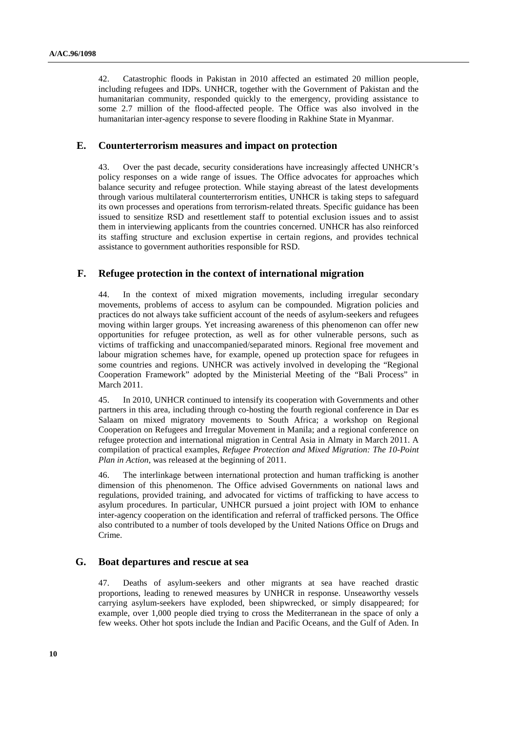42. Catastrophic floods in Pakistan in 2010 affected an estimated 20 million people, including refugees and IDPs. UNHCR, together with the Government of Pakistan and the humanitarian community, responded quickly to the emergency, providing assistance to some 2.7 million of the flood-affected people. The Office was also involved in the humanitarian inter-agency response to severe flooding in Rakhine State in Myanmar.

## E. Counterterrorism measures and impact on protection

43. Over the past decade, security considerations have increasingly affected UNHCR's policy responses on a wide range of issues. The Office advocates for approaches which balance security and refugee protection. While staying abreast of the latest developments through various multilateral counterterrorism entities, UNHCR is taking steps to safeguard its own processes and operations from terrorism-related threats. Specific guidance has been issued to sensitize RSD and resettlement staff to potential exclusion issues and to assist them in interviewing applicants from the countries concerned. UNHCR has also reinforced its staffing structure and exclusion expertise in certain regions, and provides technical assistance to government authorities responsible for RSD.

## F. Refugee protection in the context of international migration

44. In the context of mixed migration movements, including irregular secondary movements, problems of access to asylum can be compounded. Migration policies and practices do not always take sufficient account of the needs of asylum-seekers and refugees moving within larger groups. Yet increasing awareness of this phenomenon can offer new opportunities for refugee protection, as well as for other vulnerable persons, such as victims of trafficking and unaccompanied/separated minors. Regional free movement and labour migration schemes have, for example, opened up protection space for refugees in some countries and regions. UNHCR was actively involved in developing the "Regional Cooperation Framework" adopted by the Ministerial Meeting of the "Bali Process" in March 2011.

45. In 2010, UNHCR continued to intensify its cooperation with Governments and other partners in this area, including through co-hosting the fourth regional conference in Dar es Salaam on mixed migratory movements to South Africa; a workshop on Regional Cooperation on Refugees and Irregular Movement in Manila; and a regional conference on refugee protection and international migration in Central Asia in Almaty in March 2011. A compilation of practical examples, *Refugee Protection and Mixed Migration: The 10-Point Plan in Action*, was released at the beginning of 2011.

46. The interlinkage between international protection and human trafficking is another dimension of this phenomenon. The Office advised Governments on national laws and regulations, provided training, and advocated for victims of trafficking to have access to asylum procedures. In particular, UNHCR pursued a joint project with IOM to enhance inter-agency cooperation on the identification and referral of trafficked persons. The Office also contributed to a number of tools developed by the United Nations Office on Drugs and Crime.

## G. Boat departures and rescue at sea

47. Deaths of asylum-seekers and other migrants at sea have reached drastic proportions, leading to renewed measures by UNHCR in response. Unseaworthy vessels carrying asylum-seekers have exploded, been shipwrecked, or simply disappeared; for example, over 1,000 people died trying to cross the Mediterranean in the space of only a few weeks. Other hot spots include the Indian and Pacific Oceans, and the Gulf of Aden. In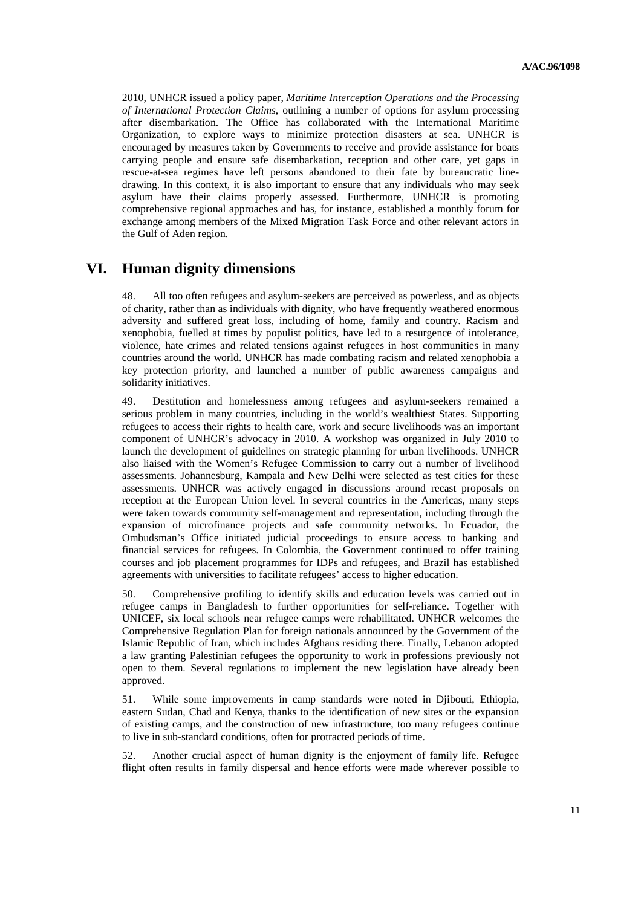2010, UNHCR issued a policy paper, *Maritime Interception Operations and the Processing of International Protection Claims*, outlining a number of options for asylum processing after disembarkation. The Office has collaborated with the International Maritime Organization, to explore ways to minimize protection disasters at sea. UNHCR is encouraged by measures taken by Governments to receive and provide assistance for boats carrying people and ensure safe disembarkation, reception and other care, yet gaps in rescue-at-sea regimes have left persons abandoned to their fate by bureaucratic line-drawing. In this context, it is also important to ensure that any individuals who may seek asylum have their claims properly assessed. Furthermore, UNHCR is promoting comprehensive regional approaches and has, for instance, established a monthly forum for exchange among members of the Mixed Migration Task Force and other relevant actors in the Gulf of Aden region.

## VI. Human dignity dimensions

48. All too often refugees and asylum-seekers are perceived as powerless, and as objects of charity, rather than as individuals with dignity, who have frequently weathered enormous adversity and suffered great loss, including of home, family and country. Racism and xenophobia, fuelled at times by populist politics, have led to a resurgence of intolerance, violence, hate crimes and related tensions against refugees in host communities in many countries around the world. UNHCR has made combating racism and related xenophobia a key protection priority, and launched a number of public awareness campaigns and solidarity initiatives.

49. Destitution and homelessness among refugees and asylum-seekers remained a serious problem in many countries, including in the world's wealthiest States. Supporting refugees to access their rights to health care, work and secure livelihoods was an important component of UNHCR's advocacy in 2010. A workshop was organized in July 2010 to launch the development of guidelines on strategic planning for urban livelihoods. UNHCR also liaised with the Women's Refugee Commission to carry out a number of livelihood assessments. Johannesburg, Kampala and New Delhi were selected as test cities for these assessments. UNHCR was actively engaged in discussions around recast proposals on reception at the European Union level. In several countries in the Americas, many steps were taken towards community self-management and representation, including through the expansion of microfinance projects and safe community networks. In Ecuador, the Ombudsman's Office initiated judicial proceedings to ensure access to banking and financial services for refugees. In Colombia, the Government continued to offer training courses and job placement programmes for IDPs and refugees, and Brazil has established agreements with universities to facilitate refugees' access to higher education.

50. Comprehensive profiling to identify skills and education levels was carried out in refugee camps in Bangladesh to further opportunities for self-reliance. Together with UNICEF, six local schools near refugee camps were rehabilitated. UNHCR welcomes the Comprehensive Regulation Plan for foreign nationals announced by the Government of the Islamic Republic of Iran, which includes Afghans residing there. Finally, Lebanon adopted a law granting Palestinian refugees the opportunity to work in professions previously not open to them. Several regulations to implement the new legislation have already been approved.

51. While some improvements in camp standards were noted in Djibouti, Ethiopia, eastern Sudan, Chad and Kenya, thanks to the identification of new sites or the expansion of existing camps, and the construction of new infrastructure, too many refugees continue to live in sub-standard conditions, often for protracted periods of time.

52. Another crucial aspect of human dignity is the enjoyment of family life. Refugee flight often results in family dispersal and hence efforts were made wherever possible to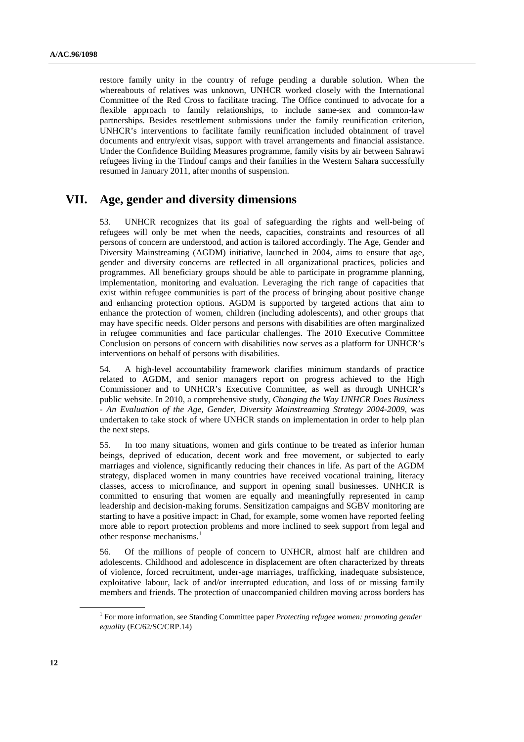restore family unity in the country of refuge pending a durable solution. When the whereabouts of relatives was unknown, UNHCR worked closely with the International Committee of the Red Cross to facilitate tracing. The Office continued to advocate for a flexible approach to family relationships, to include same-sex and common-law partnerships. Besides resettlement submissions under the family reunification criterion, UNHCR's interventions to facilitate family reunification included obtainment of travel documents and entry/exit visas, support with travel arrangements and financial assistance. Under the Confidence Building Measures programme, family visits by air between Sahrawi refugees living in the Tindouf camps and their families in the Western Sahara successfully resumed in January 2011, after months of suspension.

## VII. Age, gender and diversity dimensions

53. UNHCR recognizes that its goal of safeguarding the rights and well-being of refugees will only be met when the needs, capacities, constraints and resources of all persons of concern are understood, and action is tailored accordingly. The Age, Gender and Diversity Mainstreaming (AGDM) initiative, launched in 2004, aims to ensure that age, gender and diversity concerns are reflected in all organizational practices, policies and programmes. All beneficiary groups should be able to participate in programme planning, implementation, monitoring and evaluation. Leveraging the rich range of capacities that exist within refugee communities is part of the process of bringing about positive change and enhancing protection options. AGDM is supported by targeted actions that aim to enhance the protection of women, children (including adolescents), and other groups that may have specific needs. Older persons and persons with disabilities are often marginalized in refugee communities and face particular challenges. The 2010 Executive Committee Conclusion on persons of concern with disabilities now serves as a platform for UNHCR's interventions on behalf of persons with disabilities.

54. A high-level accountability framework clarifies minimum standards of practice related to AGDM, and senior managers report on progress achieved to the High Commissioner and to UNHCR's Executive Committee, as well as through UNHCR's public website. In 2010, a comprehensive study, *Changing the Way UNHCR Does Business - An Evaluation of the Age, Gender, Diversity Mainstreaming Strategy 2004-2009*, was undertaken to take stock of where UNHCR stands on implementation in order to help plan the next steps.

55. In too many situations, women and girls continue to be treated as inferior human beings, deprived of education, decent work and free movement, or subjected to early marriages and violence, significantly reducing their chances in life. As part of the AGDM strategy, displaced women in many countries have received vocational training, literacy classes, access to microfinance, and support in opening small businesses. UNHCR is committed to ensuring that women are equally and meaningfully represented in camp leadership and decision-making forums. Sensitization campaigns and SGBV monitoring are starting to have a positive impact: in Chad, for example, some women have reported feeling more able to report protection problems and more inclined to seek support from legal and other response mechanisms.[1]

56. Of the millions of people of concern to UNHCR, almost half are children and adolescents. Childhood and adolescence in displacement are often characterized by threats of violence, forced recruitment, under-age marriages, trafficking, inadequate subsistence, exploitative labour, lack of and/or interrupted education, and loss of or missing family members and friends. The protection of unaccompanied children moving across borders has

---

[1] For more information, see Standing Committee paper *Protecting refugee women: promoting gender equality* (EC/62/SC/CRP.14)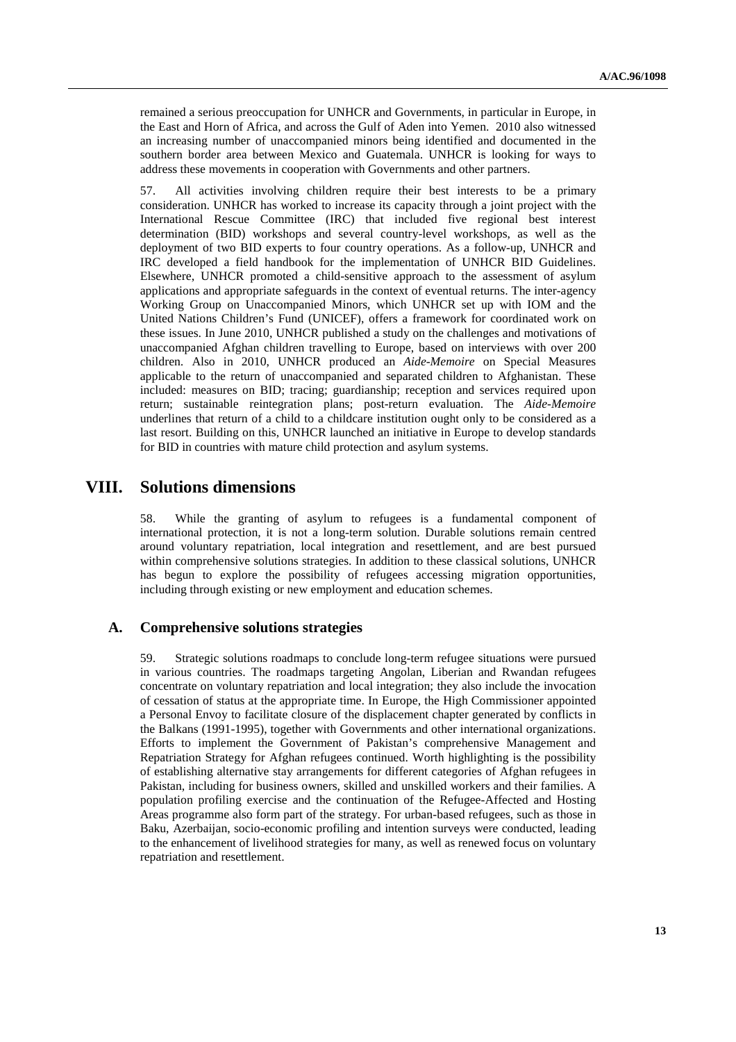remained a serious preoccupation for UNHCR and Governments, in particular in Europe, in the East and Horn of Africa, and across the Gulf of Aden into Yemen. 2010 also witnessed an increasing number of unaccompanied minors being identified and documented in the southern border area between Mexico and Guatemala. UNHCR is looking for ways to address these movements in cooperation with Governments and other partners.

57. All activities involving children require their best interests to be a primary consideration. UNHCR has worked to increase its capacity through a joint project with the International Rescue Committee (IRC) that included five regional best interest determination (BID) workshops and several country-level workshops, as well as the deployment of two BID experts to four country operations. As a follow-up, UNHCR and IRC developed a field handbook for the implementation of UNHCR BID Guidelines. Elsewhere, UNHCR promoted a child-sensitive approach to the assessment of asylum applications and appropriate safeguards in the context of eventual returns. The inter-agency Working Group on Unaccompanied Minors, which UNHCR set up with IOM and the United Nations Children's Fund (UNICEF), offers a framework for coordinated work on these issues. In June 2010, UNHCR published a study on the challenges and motivations of unaccompanied Afghan children travelling to Europe, based on interviews with over 200 children. Also in 2010, UNHCR produced an *Aide-Memoire* on Special Measures applicable to the return of unaccompanied and separated children to Afghanistan. These included: measures on BID; tracing; guardianship; reception and services required upon return; sustainable reintegration plans; post-return evaluation. The *Aide-Memoire* underlines that return of a child to a childcare institution ought only to be considered as a last resort. Building on this, UNHCR launched an initiative in Europe to develop standards for BID in countries with mature child protection and asylum systems.

# VIII. Solutions dimensions

58. While the granting of asylum to refugees is a fundamental component of international protection, it is not a long-term solution. Durable solutions remain centred around voluntary repatriation, local integration and resettlement, and are best pursued within comprehensive solutions strategies. In addition to these classical solutions, UNHCR has begun to explore the possibility of refugees accessing migration opportunities, including through existing or new employment and education schemes.

## A. Comprehensive solutions strategies

59. Strategic solutions roadmaps to conclude long-term refugee situations were pursued in various countries. The roadmaps targeting Angolan, Liberian and Rwandan refugees concentrate on voluntary repatriation and local integration; they also include the invocation of cessation of status at the appropriate time. In Europe, the High Commissioner appointed a Personal Envoy to facilitate closure of the displacement chapter generated by conflicts in the Balkans (1991-1995), together with Governments and other international organizations. Efforts to implement the Government of Pakistan's comprehensive Management and Repatriation Strategy for Afghan refugees continued. Worth highlighting is the possibility of establishing alternative stay arrangements for different categories of Afghan refugees in Pakistan, including for business owners, skilled and unskilled workers and their families. A population profiling exercise and the continuation of the Refugee-Affected and Hosting Areas programme also form part of the strategy. For urban-based refugees, such as those in Baku, Azerbaijan, socio-economic profiling and intention surveys were conducted, leading to the enhancement of livelihood strategies for many, as well as renewed focus on voluntary repatriation and resettlement.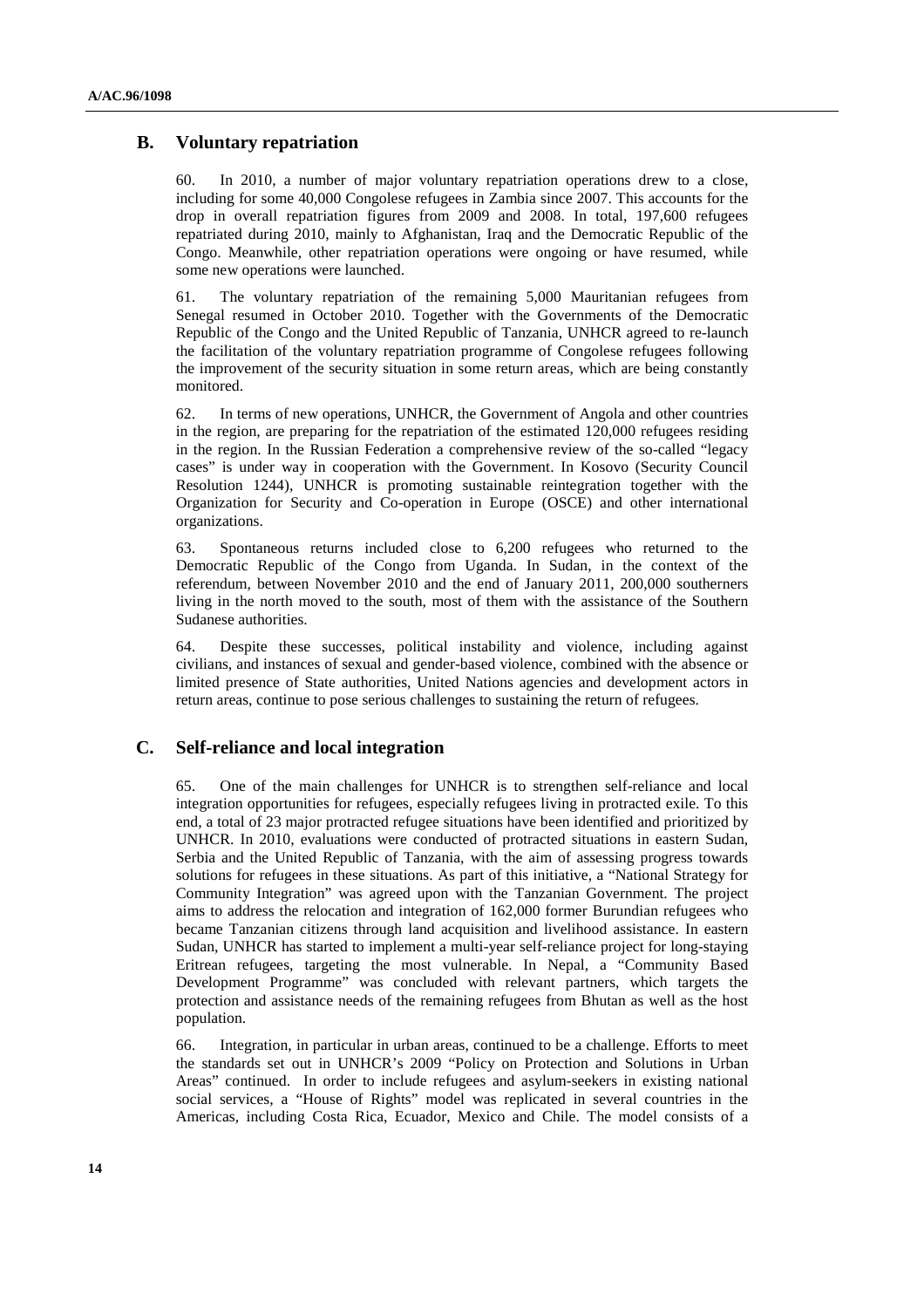## B. Voluntary repatriation

60. In 2010, a number of major voluntary repatriation operations drew to a close, including for some 40,000 Congolese refugees in Zambia since 2007. This accounts for the drop in overall repatriation figures from 2009 and 2008. In total, 197,600 refugees repatriated during 2010, mainly to Afghanistan, Iraq and the Democratic Republic of the Congo. Meanwhile, other repatriation operations were ongoing or have resumed, while some new operations were launched.

61. The voluntary repatriation of the remaining 5,000 Mauritanian refugees from Senegal resumed in October 2010. Together with the Governments of the Democratic Republic of the Congo and the United Republic of Tanzania, UNHCR agreed to re-launch the facilitation of the voluntary repatriation programme of Congolese refugees following the improvement of the security situation in some return areas, which are being constantly monitored.

62. In terms of new operations, UNHCR, the Government of Angola and other countries in the region, are preparing for the repatriation of the estimated 120,000 refugees residing in the region. In the Russian Federation a comprehensive review of the so-called "legacy cases" is under way in cooperation with the Government. In Kosovo (Security Council Resolution 1244), UNHCR is promoting sustainable reintegration together with the Organization for Security and Co-operation in Europe (OSCE) and other international organizations.

63. Spontaneous returns included close to 6,200 refugees who returned to the Democratic Republic of the Congo from Uganda. In Sudan, in the context of the referendum, between November 2010 and the end of January 2011, 200,000 southerners living in the north moved to the south, most of them with the assistance of the Southern Sudanese authorities.

64. Despite these successes, political instability and violence, including against civilians, and instances of sexual and gender-based violence, combined with the absence or limited presence of State authorities, United Nations agencies and development actors in return areas, continue to pose serious challenges to sustaining the return of refugees.

## C. Self-reliance and local integration

65. One of the main challenges for UNHCR is to strengthen self-reliance and local integration opportunities for refugees, especially refugees living in protracted exile. To this end, a total of 23 major protracted refugee situations have been identified and prioritized by UNHCR. In 2010, evaluations were conducted of protracted situations in eastern Sudan, Serbia and the United Republic of Tanzania, with the aim of assessing progress towards solutions for refugees in these situations. As part of this initiative, a "National Strategy for Community Integration" was agreed upon with the Tanzanian Government. The project aims to address the relocation and integration of 162,000 former Burundian refugees who became Tanzanian citizens through land acquisition and livelihood assistance. In eastern Sudan, UNHCR has started to implement a multi-year self-reliance project for long-staying Eritrean refugees, targeting the most vulnerable. In Nepal, a "Community Based Development Programme" was concluded with relevant partners, which targets the protection and assistance needs of the remaining refugees from Bhutan as well as the host population.

66. Integration, in particular in urban areas, continued to be a challenge. Efforts to meet the standards set out in UNHCR's 2009 "Policy on Protection and Solutions in Urban Areas" continued. In order to include refugees and asylum-seekers in existing national social services, a "House of Rights" model was replicated in several countries in the Americas, including Costa Rica, Ecuador, Mexico and Chile. The model consists of a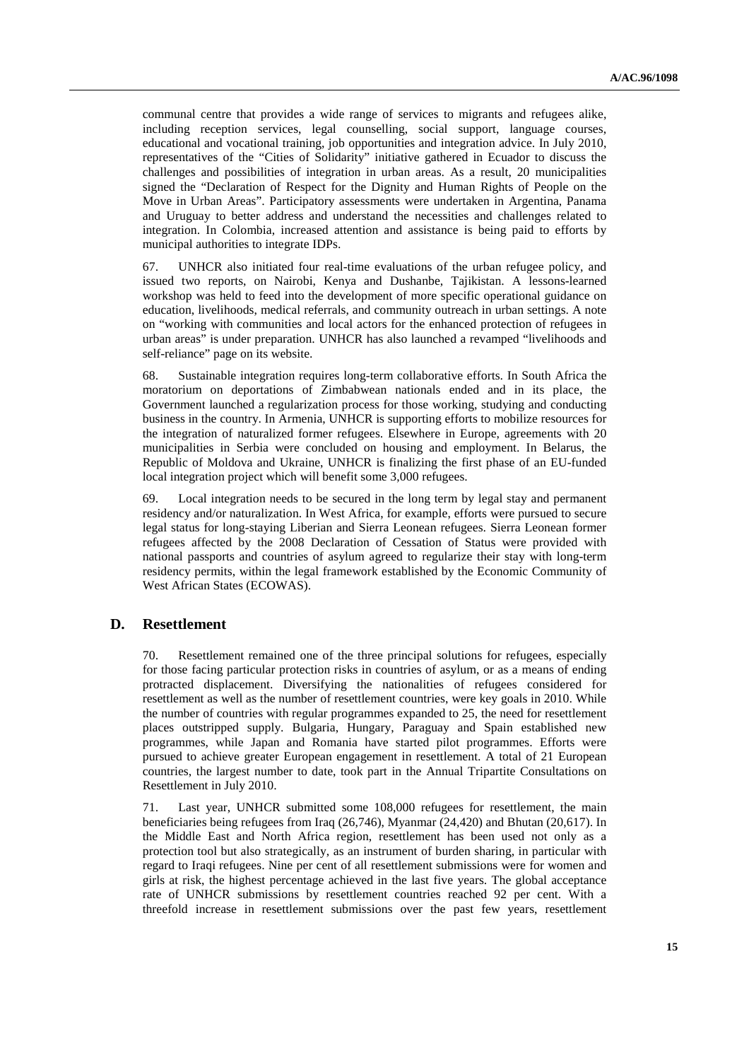communal centre that provides a wide range of services to migrants and refugees alike, including reception services, legal counselling, social support, language courses, educational and vocational training, job opportunities and integration advice. In July 2010, representatives of the "Cities of Solidarity" initiative gathered in Ecuador to discuss the challenges and possibilities of integration in urban areas. As a result, 20 municipalities signed the "Declaration of Respect for the Dignity and Human Rights of People on the Move in Urban Areas". Participatory assessments were undertaken in Argentina, Panama and Uruguay to better address and understand the necessities and challenges related to integration. In Colombia, increased attention and assistance is being paid to efforts by municipal authorities to integrate IDPs.

67. UNHCR also initiated four real-time evaluations of the urban refugee policy, and issued two reports, on Nairobi, Kenya and Dushanbe, Tajikistan. A lessons-learned workshop was held to feed into the development of more specific operational guidance on education, livelihoods, medical referrals, and community outreach in urban settings. A note on "working with communities and local actors for the enhanced protection of refugees in urban areas" is under preparation. UNHCR has also launched a revamped "livelihoods and self-reliance" page on its website.

68. Sustainable integration requires long-term collaborative efforts. In South Africa the moratorium on deportations of Zimbabwean nationals ended and in its place, the Government launched a regularization process for those working, studying and conducting business in the country. In Armenia, UNHCR is supporting efforts to mobilize resources for the integration of naturalized former refugees. Elsewhere in Europe, agreements with 20 municipalities in Serbia were concluded on housing and employment. In Belarus, the Republic of Moldova and Ukraine, UNHCR is finalizing the first phase of an EU-funded local integration project which will benefit some 3,000 refugees.

69. Local integration needs to be secured in the long term by legal stay and permanent residency and/or naturalization. In West Africa, for example, efforts were pursued to secure legal status for long-staying Liberian and Sierra Leonean refugees. Sierra Leonean former refugees affected by the 2008 Declaration of Cessation of Status were provided with national passports and countries of asylum agreed to regularize their stay with long-term residency permits, within the legal framework established by the Economic Community of West African States (ECOWAS).

## D. Resettlement

70. Resettlement remained one of the three principal solutions for refugees, especially for those facing particular protection risks in countries of asylum, or as a means of ending protracted displacement. Diversifying the nationalities of refugees considered for resettlement as well as the number of resettlement countries, were key goals in 2010. While the number of countries with regular programmes expanded to 25, the need for resettlement places outstripped supply. Bulgaria, Hungary, Paraguay and Spain established new programmes, while Japan and Romania have started pilot programmes. Efforts were pursued to achieve greater European engagement in resettlement. A total of 21 European countries, the largest number to date, took part in the Annual Tripartite Consultations on Resettlement in July 2010.

71. Last year, UNHCR submitted some 108,000 refugees for resettlement, the main beneficiaries being refugees from Iraq (26,746), Myanmar (24,420) and Bhutan (20,617). In the Middle East and North Africa region, resettlement has been used not only as a protection tool but also strategically, as an instrument of burden sharing, in particular with regard to Iraqi refugees. Nine per cent of all resettlement submissions were for women and girls at risk, the highest percentage achieved in the last five years. The global acceptance rate of UNHCR submissions by resettlement countries reached 92 per cent. With a threefold increase in resettlement submissions over the past few years, resettlement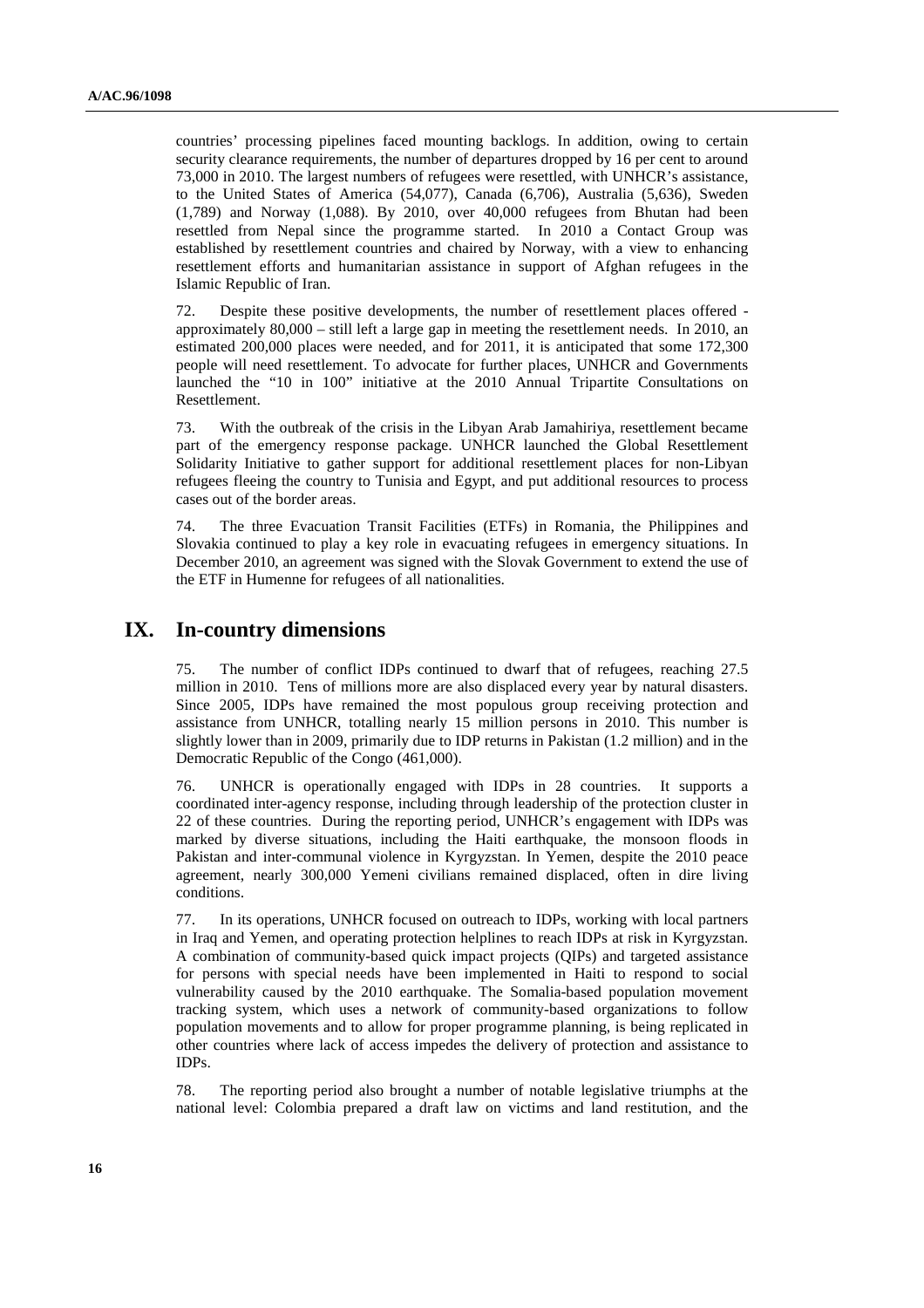countries' processing pipelines faced mounting backlogs. In addition, owing to certain security clearance requirements, the number of departures dropped by 16 per cent to around 73,000 in 2010. The largest numbers of refugees were resettled, with UNHCR's assistance, to the United States of America (54,077), Canada (6,706), Australia (5,636), Sweden (1,789) and Norway (1,088). By 2010, over 40,000 refugees from Bhutan had been resettled from Nepal since the programme started. In 2010 a Contact Group was established by resettlement countries and chaired by Norway, with a view to enhancing resettlement efforts and humanitarian assistance in support of Afghan refugees in the Islamic Republic of Iran.

72. Despite these positive developments, the number of resettlement places offered - approximately 80,000 – still left a large gap in meeting the resettlement needs. In 2010, an estimated 200,000 places were needed, and for 2011, it is anticipated that some 172,300 people will need resettlement. To advocate for further places, UNHCR and Governments launched the "10 in 100" initiative at the 2010 Annual Tripartite Consultations on Resettlement.

73. With the outbreak of the crisis in the Libyan Arab Jamahiriya, resettlement became part of the emergency response package. UNHCR launched the Global Resettlement Solidarity Initiative to gather support for additional resettlement places for non-Libyan refugees fleeing the country to Tunisia and Egypt, and put additional resources to process cases out of the border areas.

74. The three Evacuation Transit Facilities (ETFs) in Romania, the Philippines and Slovakia continued to play a key role in evacuating refugees in emergency situations. In December 2010, an agreement was signed with the Slovak Government to extend the use of the ETF in Humenne for refugees of all nationalities.

## IX. In-country dimensions

75. The number of conflict IDPs continued to dwarf that of refugees, reaching 27.5 million in 2010. Tens of millions more are also displaced every year by natural disasters. Since 2005, IDPs have remained the most populous group receiving protection and assistance from UNHCR, totalling nearly 15 million persons in 2010. This number is slightly lower than in 2009, primarily due to IDP returns in Pakistan (1.2 million) and in the Democratic Republic of the Congo (461,000).

76. UNHCR is operationally engaged with IDPs in 28 countries. It supports a coordinated inter-agency response, including through leadership of the protection cluster in 22 of these countries. During the reporting period, UNHCR's engagement with IDPs was marked by diverse situations, including the Haiti earthquake, the monsoon floods in Pakistan and inter-communal violence in Kyrgyzstan. In Yemen, despite the 2010 peace agreement, nearly 300,000 Yemeni civilians remained displaced, often in dire living conditions.

77. In its operations, UNHCR focused on outreach to IDPs, working with local partners in Iraq and Yemen, and operating protection helplines to reach IDPs at risk in Kyrgyzstan. A combination of community-based quick impact projects (QIPs) and targeted assistance for persons with special needs have been implemented in Haiti to respond to social vulnerability caused by the 2010 earthquake. The Somalia-based population movement tracking system, which uses a network of community-based organizations to follow population movements and to allow for proper programme planning, is being replicated in other countries where lack of access impedes the delivery of protection and assistance to IDPs.

78. The reporting period also brought a number of notable legislative triumphs at the national level: Colombia prepared a draft law on victims and land restitution, and the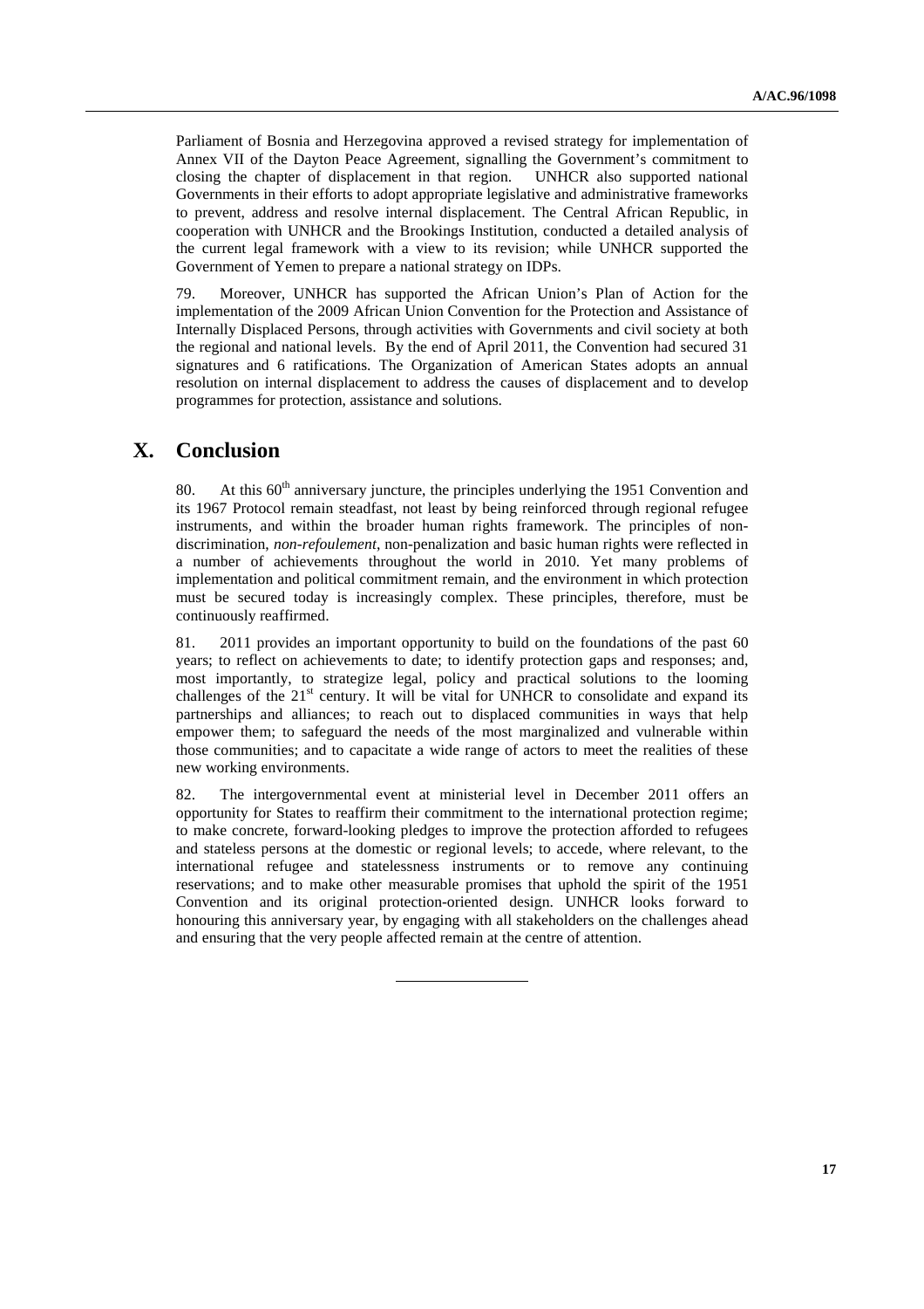Parliament of Bosnia and Herzegovina approved a revised strategy for implementation of Annex VII of the Dayton Peace Agreement, signalling the Government's commitment to closing the chapter of displacement in that region. UNHCR also supported national Governments in their efforts to adopt appropriate legislative and administrative frameworks to prevent, address and resolve internal displacement. The Central African Republic, in cooperation with UNHCR and the Brookings Institution, conducted a detailed analysis of the current legal framework with a view to its revision; while UNHCR supported the Government of Yemen to prepare a national strategy on IDPs.

79. Moreover, UNHCR has supported the African Union's Plan of Action for the implementation of the 2009 African Union Convention for the Protection and Assistance of Internally Displaced Persons, through activities with Governments and civil society at both the regional and national levels. By the end of April 2011, the Convention had secured 31 signatures and 6 ratifications. The Organization of American States adopts an annual resolution on internal displacement to address the causes of displacement and to develop programmes for protection, assistance and solutions.

# X. Conclusion

80. At this 60th anniversary juncture, the principles underlying the 1951 Convention and its 1967 Protocol remain steadfast, not least by being reinforced through regional refugee instruments, and within the broader human rights framework. The principles of non-discrimination, *non-refoulement*, non-penalization and basic human rights were reflected in a number of achievements throughout the world in 2010. Yet many problems of implementation and political commitment remain, and the environment in which protection must be secured today is increasingly complex. These principles, therefore, must be continuously reaffirmed.

81. 2011 provides an important opportunity to build on the foundations of the past 60 years; to reflect on achievements to date; to identify protection gaps and responses; and, most importantly, to strategize legal, policy and practical solutions to the looming challenges of the 21st century. It will be vital for UNHCR to consolidate and expand its partnerships and alliances; to reach out to displaced communities in ways that help empower them; to safeguard the needs of the most marginalized and vulnerable within those communities; and to capacitate a wide range of actors to meet the realities of these new working environments.

82. The intergovernmental event at ministerial level in December 2011 offers an opportunity for States to reaffirm their commitment to the international protection regime; to make concrete, forward-looking pledges to improve the protection afforded to refugees and stateless persons at the domestic or regional levels; to accede, where relevant, to the international refugee and statelessness instruments or to remove any continuing reservations; and to make other measurable promises that uphold the spirit of the 1951 Convention and its original protection-oriented design. UNHCR looks forward to honouring this anniversary year, by engaging with all stakeholders on the challenges ahead and ensuring that the very people affected remain at the centre of attention.